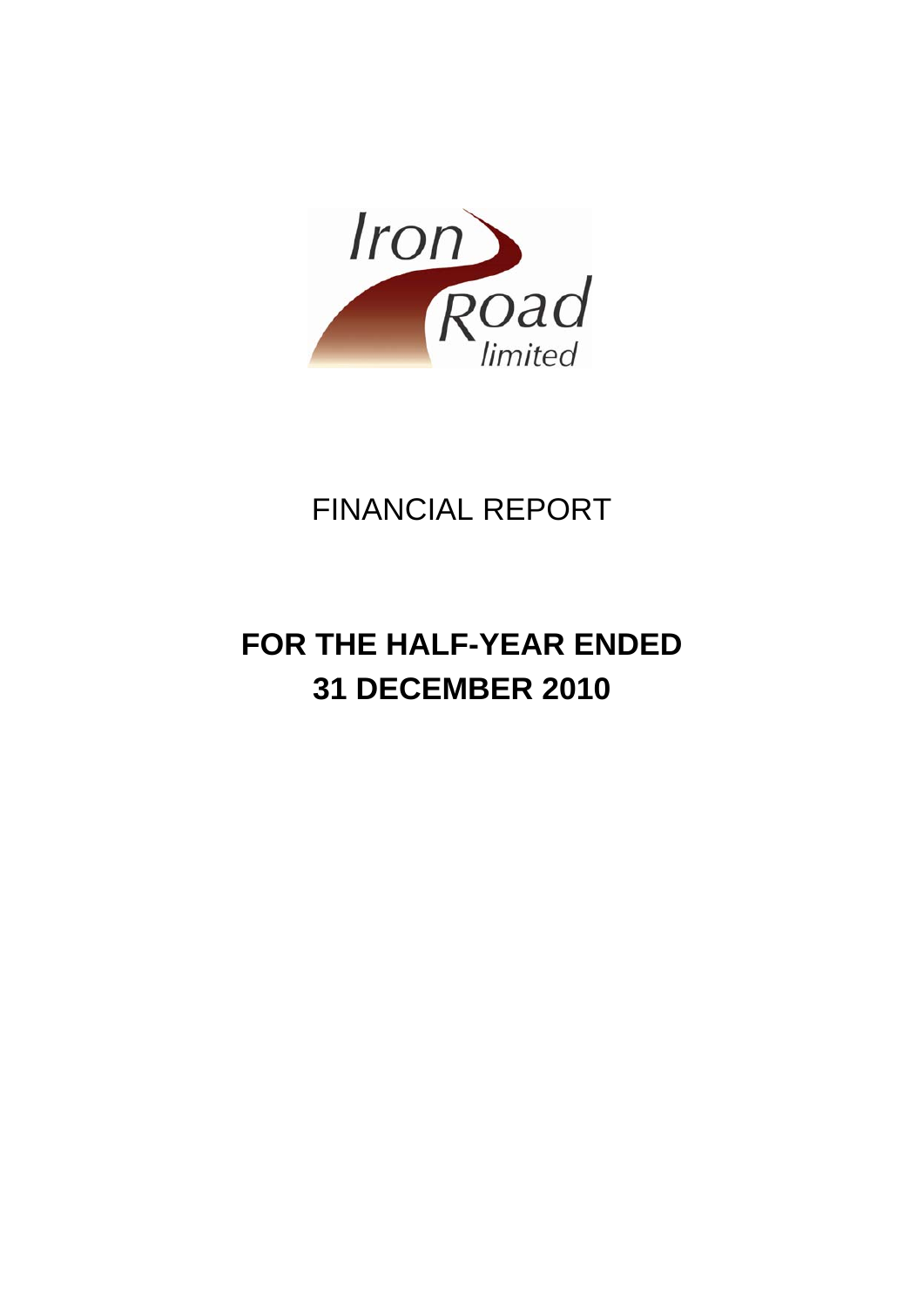Iron Road limited

FINANCIAL REPORT

# FOR THE HALF-YEAR ENDED 31 DECEMBER 2010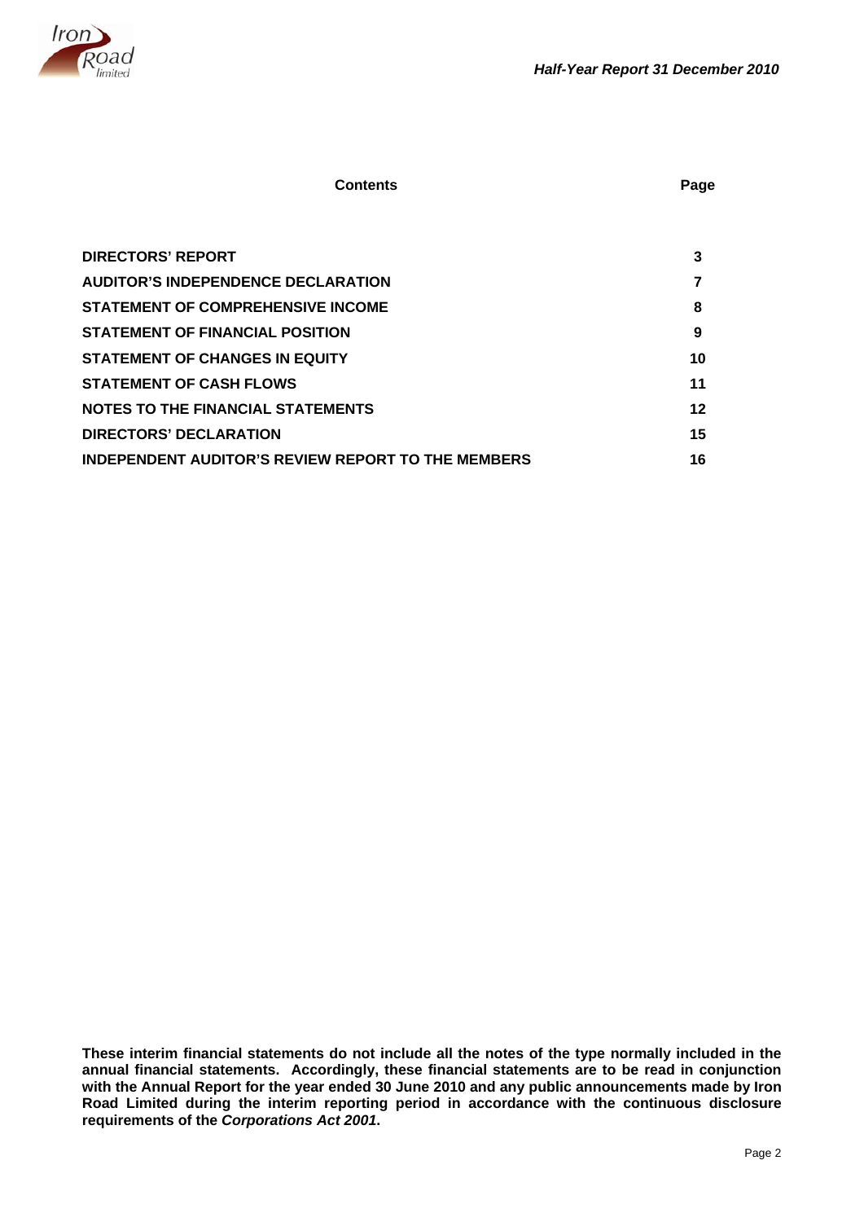| Contents | Page |
| --- | --- |
| **DIRECTORS' REPORT** | **3** |
| **AUDITOR'S INDEPENDENCE DECLARATION** | **7** |
| **STATEMENT OF COMPREHENSIVE INCOME** | **8** |
| **STATEMENT OF FINANCIAL POSITION** | **9** |
| **STATEMENT OF CHANGES IN EQUITY** | **10** |
| **STATEMENT OF CASH FLOWS** | **11** |
| **NOTES TO THE FINANCIAL STATEMENTS** | **12** |
| **DIRECTORS' DECLARATION** | **15** |
| **INDEPENDENT AUDITOR'S REVIEW REPORT TO THE MEMBERS** | **16** |

**These interim financial statements do not include all the notes of the type normally included in the annual financial statements. Accordingly, these financial statements are to be read in conjunction with the Annual Report for the year ended 30 June 2010 and any public announcements made by Iron Road Limited during the interim reporting period in accordance with the continuous disclosure requirements of the *Corporations Act 2001*.**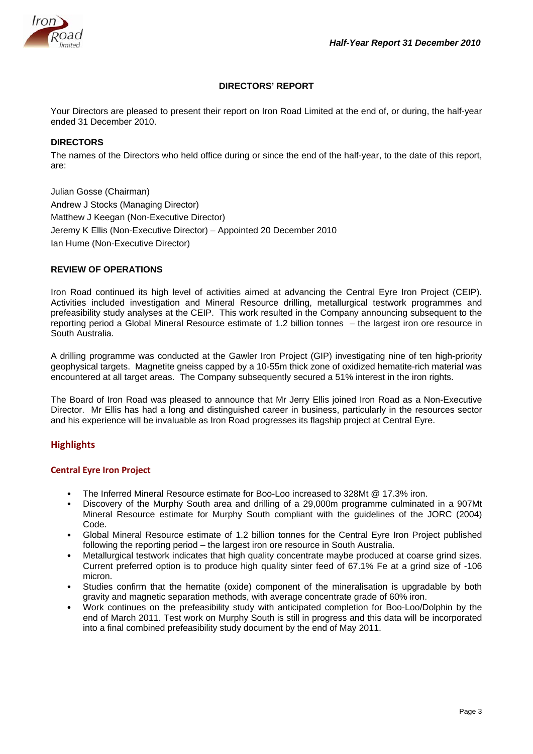## DIRECTORS' REPORT

Your Directors are pleased to present their report on Iron Road Limited at the end of, or during, the half-year ended 31 December 2010.

### DIRECTORS

The names of the Directors who held office during or since the end of the half-year, to the date of this report, are:

Julian Gosse (Chairman)
Andrew J Stocks (Managing Director)
Matthew J Keegan (Non-Executive Director)
Jeremy K Ellis (Non-Executive Director) – Appointed 20 December 2010
Ian Hume (Non-Executive Director)

### REVIEW OF OPERATIONS

Iron Road continued its high level of activities aimed at advancing the Central Eyre Iron Project (CEIP). Activities included investigation and Mineral Resource drilling, metallurgical testwork programmes and prefeasibility study analyses at the CEIP. This work resulted in the Company announcing subsequent to the reporting period a Global Mineral Resource estimate of 1.2 billion tonnes – the largest iron ore resource in South Australia.

A drilling programme was conducted at the Gawler Iron Project (GIP) investigating nine of ten high-priority geophysical targets. Magnetite gneiss capped by a 10-55m thick zone of oxidized hematite-rich material was encountered at all target areas. The Company subsequently secured a 51% interest in the iron rights.

The Board of Iron Road was pleased to announce that Mr Jerry Ellis joined Iron Road as a Non-Executive Director. Mr Ellis has had a long and distinguished career in business, particularly in the resources sector and his experience will be invaluable as Iron Road progresses its flagship project at Central Eyre.

## Highlights

### Central Eyre Iron Project

- The Inferred Mineral Resource estimate for Boo-Loo increased to 328Mt @ 17.3% iron.
- Discovery of the Murphy South area and drilling of a 29,000m programme culminated in a 907Mt Mineral Resource estimate for Murphy South compliant with the guidelines of the JORC (2004) Code.
- Global Mineral Resource estimate of 1.2 billion tonnes for the Central Eyre Iron Project published following the reporting period – the largest iron ore resource in South Australia.
- Metallurgical testwork indicates that high quality concentrate maybe produced at coarse grind sizes. Current preferred option is to produce high quality sinter feed of 67.1% Fe at a grind size of -106 micron.
- Studies confirm that the hematite (oxide) component of the mineralisation is upgradable by both gravity and magnetic separation methods, with average concentrate grade of 60% iron.
- Work continues on the prefeasibility study with anticipated completion for Boo-Loo/Dolphin by the end of March 2011. Test work on Murphy South is still in progress and this data will be incorporated into a final combined prefeasibility study document by the end of May 2011.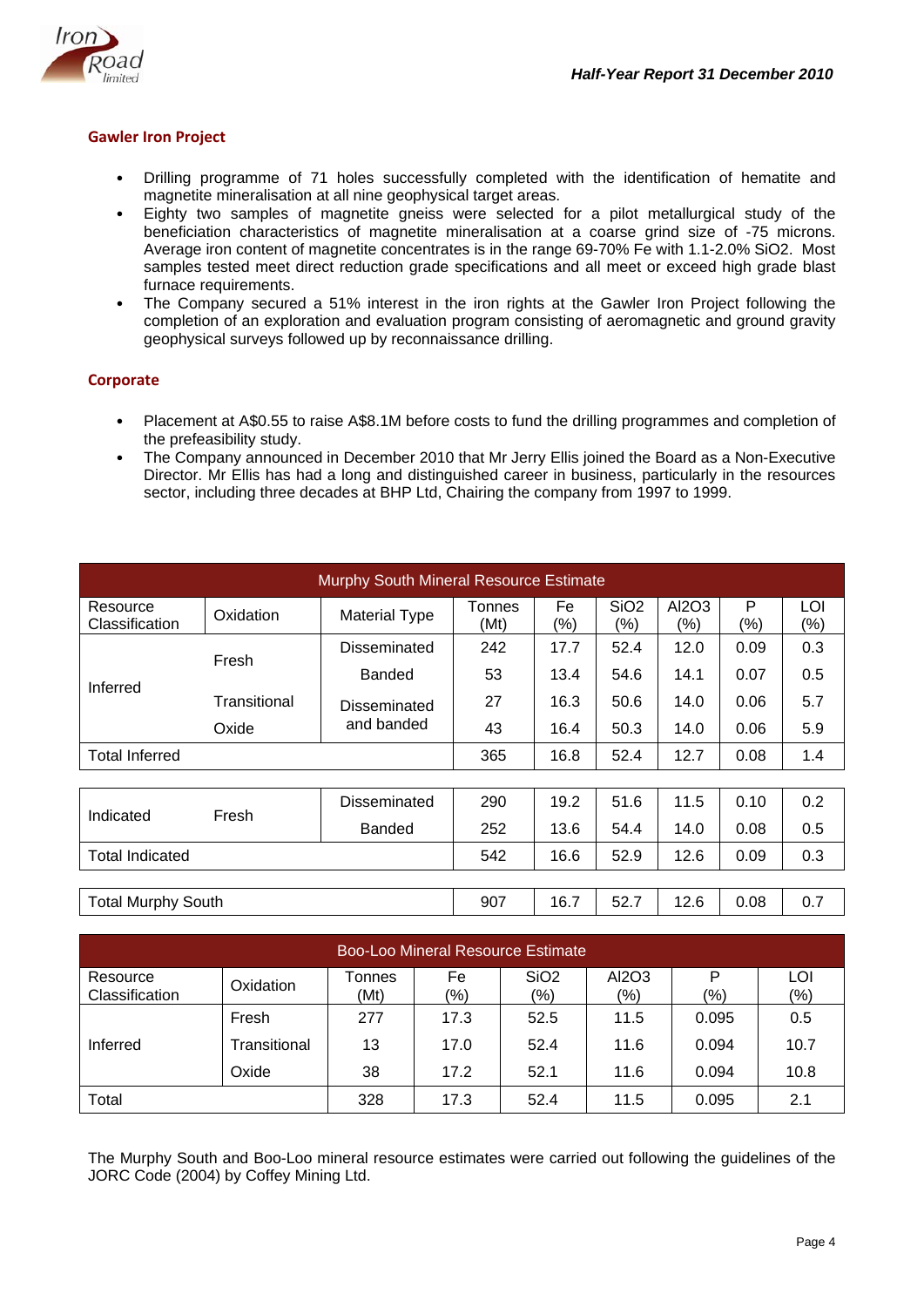## Gawler Iron Project

- Drilling programme of 71 holes successfully completed with the identification of hematite and magnetite mineralisation at all nine geophysical target areas.
- Eighty two samples of magnetite gneiss were selected for a pilot metallurgical study of the beneficiation characteristics of magnetite mineralisation at a coarse grind size of -75 microns. Average iron content of magnetite concentrates is in the range 69-70% Fe with 1.1-2.0% $SiO_2$. Most samples tested meet direct reduction grade specifications and all meet or exceed high grade blast furnace requirements.
- The Company secured a 51% interest in the iron rights at the Gawler Iron Project following the completion of an exploration and evaluation program consisting of aeromagnetic and ground gravity geophysical surveys followed up by reconnaissance drilling.

## Corporate

- Placement at A$0.55 to raise A$8.1M before costs to fund the drilling programmes and completion of the prefeasibility study.
- The Company announced in December 2010 that Mr Jerry Ellis joined the Board as a Non-Executive Director. Mr Ellis has had a long and distinguished career in business, particularly in the resources sector, including three decades at BHP Ltd, Chairing the company from 1997 to 1999.

**Murphy South Mineral Resource Estimate**

| Resource Classification | Oxidation | Material Type | Tonnes (Mt) | Fe (%) | SiO2 (%) | Al2O3 (%) | P (%) | LOI (%) |
|---|---|---|---|---|---|---|---|---|
| Inferred | Fresh | Disseminated | 242 | 17.7 | 52.4 | 12.0 | 0.09 | 0.3 |
| | | Banded | 53 | 13.4 | 54.6 | 14.1 | 0.07 | 0.5 |
| | Transitional | Disseminated and banded | 27 | 16.3 | 50.6 | 14.0 | 0.06 | 5.7 |
| | Oxide | | 43 | 16.4 | 50.3 | 14.0 | 0.06 | 5.9 |
| Total Inferred | | | 365 | 16.8 | 52.4 | 12.7 | 0.08 | 1.4 |
| Indicated | Fresh | Disseminated | 290 | 19.2 | 51.6 | 11.5 | 0.10 | 0.2 |
| | | Banded | 252 | 13.6 | 54.4 | 14.0 | 0.08 | 0.5 |
| Total Indicated | | | 542 | 16.6 | 52.9 | 12.6 | 0.09 | 0.3 |
| Total Murphy South | | | 907 | 16.7 | 52.7 | 12.6 | 0.08 | 0.7 |

**Boo-Loo Mineral Resource Estimate**

| Resource Classification | Oxidation | Tonnes (Mt) | Fe (%) | SiO2 (%) | Al2O3 (%) | P (%) | LOI (%) |
|---|---|---|---|---|---|---|---|
| Inferred | Fresh | 277 | 17.3 | 52.5 | 11.5 | 0.095 | 0.5 |
| | Transitional | 13 | 17.0 | 52.4 | 11.6 | 0.094 | 10.7 |
| | Oxide | 38 | 17.2 | 52.1 | 11.6 | 0.094 | 10.8 |
| Total | | 328 | 17.3 | 52.4 | 11.5 | 0.095 | 2.1 |

The Murphy South and Boo-Loo mineral resource estimates were carried out following the guidelines of the JORC Code (2004) by Coffey Mining Ltd.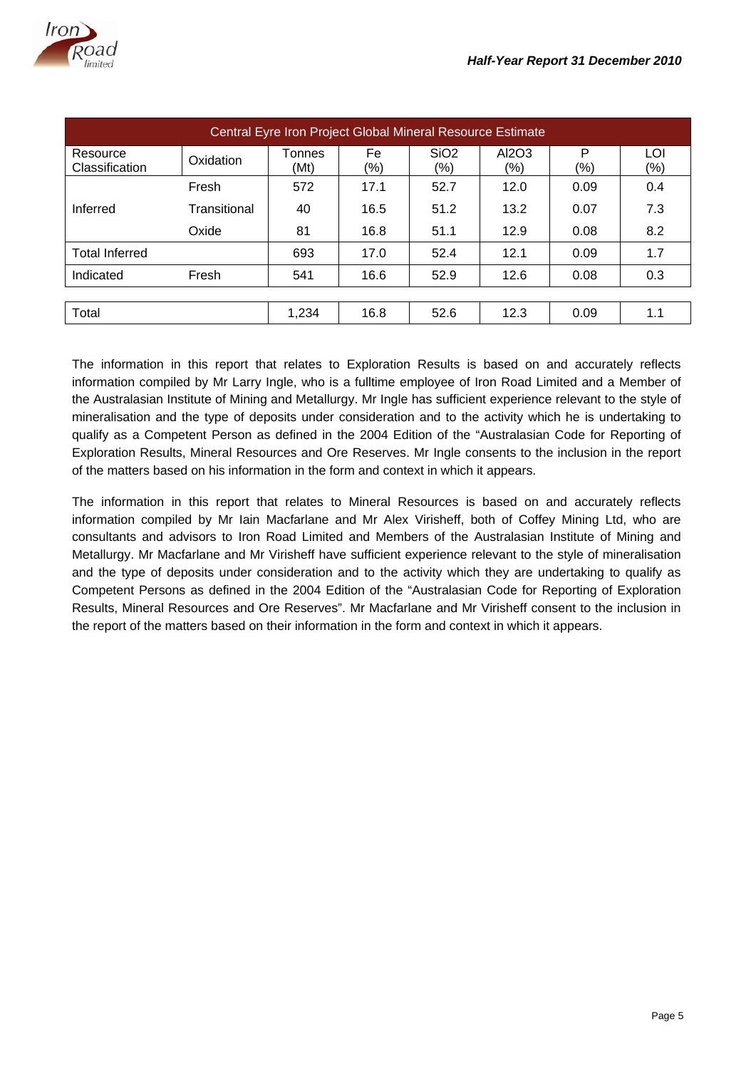| Central Eyre Iron Project Global Mineral Resource Estimate | | | | | | | |
|---|---|---|---|---|---|---|---|
| Resource Classification | Oxidation | Tonnes (Mt) | Fe (%) | $SiO_2$ (%) | $Al_2O_3$ (%) | P (%) | LOI (%) |
| Inferred | Fresh | 572 | 17.1 | 52.7 | 12.0 | 0.09 | 0.4 |
| | Transitional | 40 | 16.5 | 51.2 | 13.2 | 0.07 | 7.3 |
| | Oxide | 81 | 16.8 | 51.1 | 12.9 | 0.08 | 8.2 |
| Total Inferred | | 693 | 17.0 | 52.4 | 12.1 | 0.09 | 1.7 |
| Indicated | Fresh | 541 | 16.6 | 52.9 | 12.6 | 0.08 | 0.3 |
| Total | | 1,234 | 16.8 | 52.6 | 12.3 | 0.09 | 1.1 |

The information in this report that relates to Exploration Results is based on and accurately reflects information compiled by Mr Larry Ingle, who is a fulltime employee of Iron Road Limited and a Member of the Australasian Institute of Mining and Metallurgy. Mr Ingle has sufficient experience relevant to the style of mineralisation and the type of deposits under consideration and to the activity which he is undertaking to qualify as a Competent Person as defined in the 2004 Edition of the "Australasian Code for Reporting of Exploration Results, Mineral Resources and Ore Reserves. Mr Ingle consents to the inclusion in the report of the matters based on his information in the form and context in which it appears.

The information in this report that relates to Mineral Resources is based on and accurately reflects information compiled by Mr Iain Macfarlane and Mr Alex Virisheff, both of Coffey Mining Ltd, who are consultants and advisors to Iron Road Limited and Members of the Australasian Institute of Mining and Metallurgy. Mr Macfarlane and Mr Virisheff have sufficient experience relevant to the style of mineralisation and the type of deposits under consideration and to the activity which they are undertaking to qualify as Competent Persons as defined in the 2004 Edition of the "Australasian Code for Reporting of Exploration Results, Mineral Resources and Ore Reserves". Mr Macfarlane and Mr Virisheff consent to the inclusion in the report of the matters based on their information in the form and context in which it appears.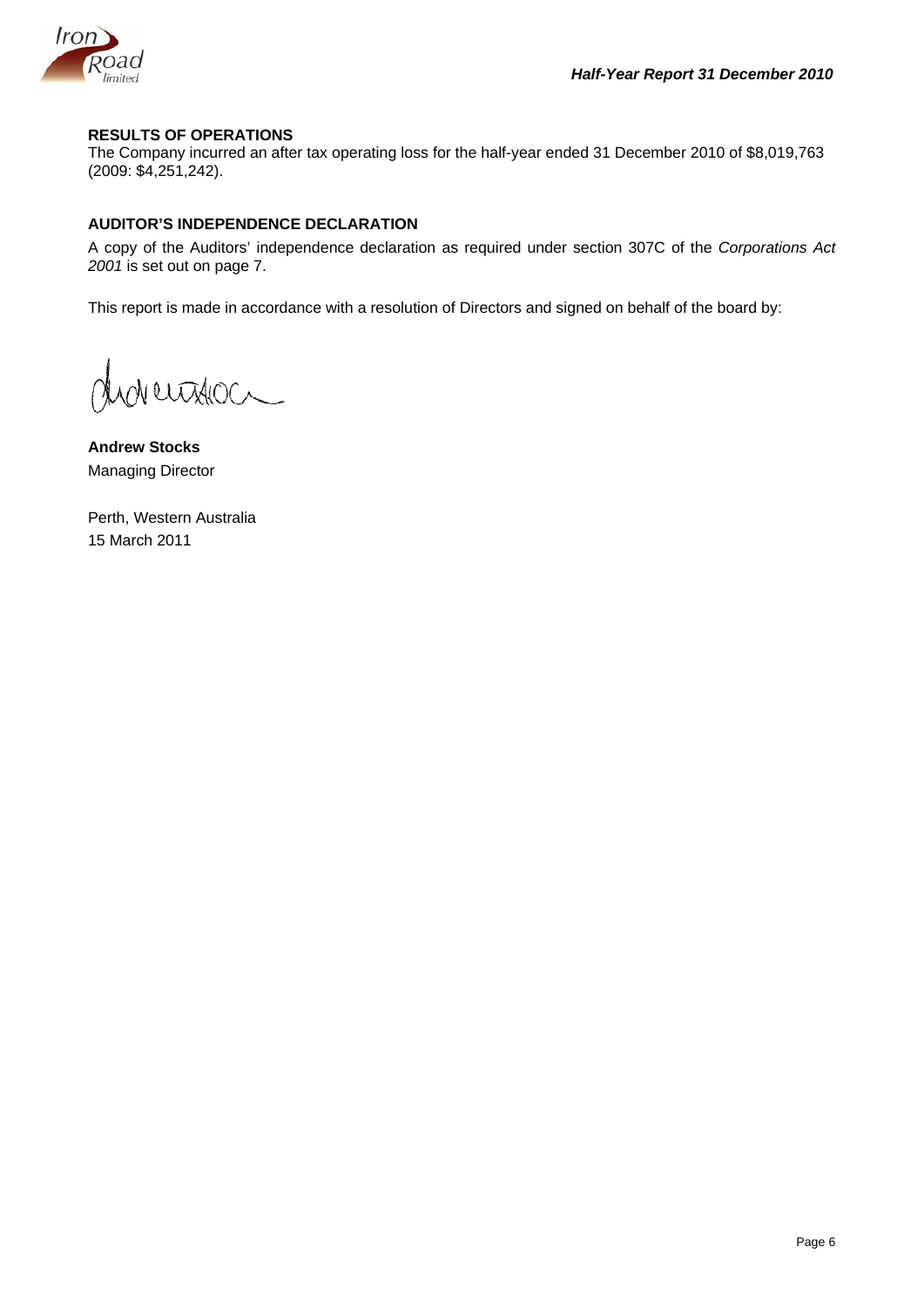**RESULTS OF OPERATIONS**

The Company incurred an after tax operating loss for the half-year ended 31 December 2010 of $8,019,763 (2009: $4,251,242).

**AUDITOR'S INDEPENDENCE DECLARATION**

A copy of the Auditors' independence declaration as required under section 307C of the *Corporations Act 2001* is set out on page 7.

This report is made in accordance with a resolution of Directors and signed on behalf of the board by:

**Andrew Stocks**
Managing Director

Perth, Western Australia
15 March 2011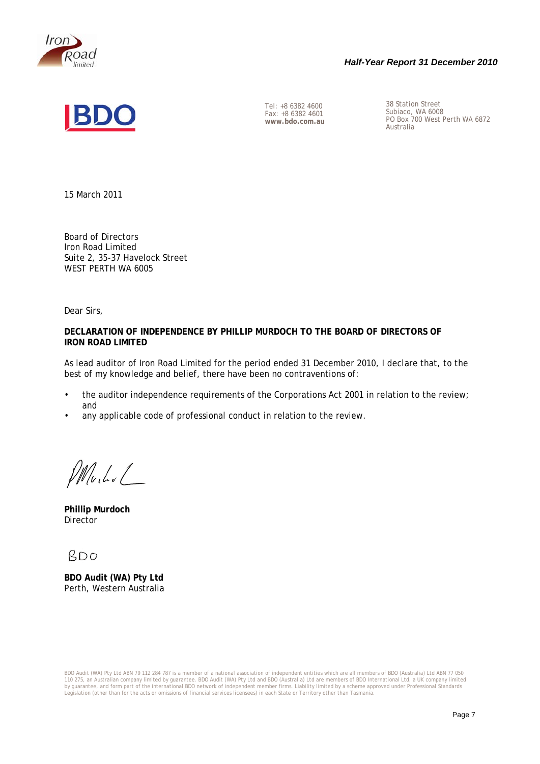Tel: +8 6382 4600
Fax: +8 6382 4601
**www.bdo.com.au**

38 Station Street
Subiaco, WA 6008
PO Box 700 West Perth WA 6872
Australia

15 March 2011

Board of Directors
Iron Road Limited
Suite 2, 35-37 Havelock Street
WEST PERTH WA 6005

Dear Sirs,

**DECLARATION OF INDEPENDENCE BY PHILLIP MURDOCH TO THE BOARD OF DIRECTORS OF IRON ROAD LIMITED**

As lead auditor of Iron Road Limited for the period ended 31 December 2010, I declare that, to the best of my knowledge and belief, there have been no contraventions of:

- the auditor independence requirements of the Corporations Act 2001 in relation to the review; and
- any applicable code of professional conduct in relation to the review.

**Phillip Murdoch**
Director

BDO

**BDO Audit (WA) Pty Ltd**
Perth, Western Australia

BDO Audit (WA) Pty Ltd ABN 79 112 284 787 is a member of a national association of independent entities which are all members of BDO (Australia) Ltd ABN 77 050 110 275, an Australian company limited by guarantee. BDO Audit (WA) Pty Ltd and BDO (Australia) Ltd are members of BDO International Ltd, a UK company limited by guarantee, and form part of the international BDO network of independent member firms. Liability limited by a scheme approved under Professional Standards Legislation (other than for the acts or omissions of financial services licensees) in each State or Territory other than Tasmania.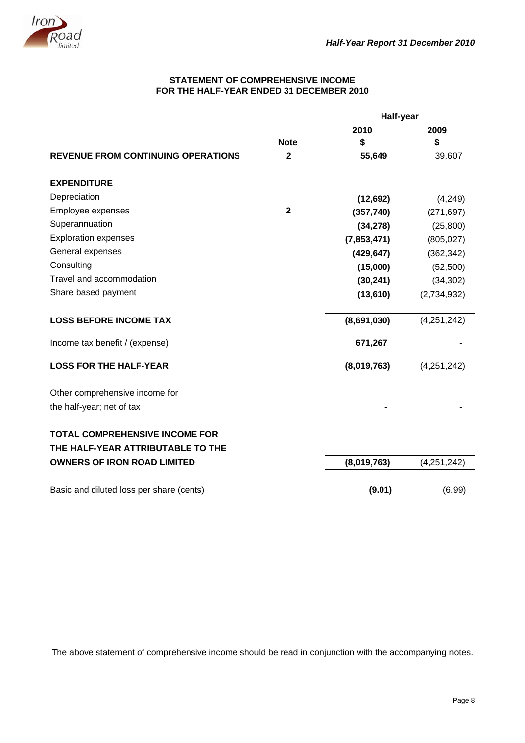## STATEMENT OF COMPREHENSIVE INCOME
## FOR THE HALF-YEAR ENDED 31 DECEMBER 2010

| | Note | Half-year 2010 $ | Half-year 2009 $ |
|---|---|---|---|
| **REVENUE FROM CONTINUING OPERATIONS** | **2** | **55,649** | 39,607 |
| | | | |
| **EXPENDITURE** | | | |
| Depreciation | | **(12,692)** | (4,249) |
| Employee expenses | **2** | **(357,740)** | (271,697) |
| Superannuation | | **(34,278)** | (25,800) |
| Exploration expenses | | **(7,853,471)** | (805,027) |
| General expenses | | **(429,647)** | (362,342) |
| Consulting | | **(15,000)** | (52,500) |
| Travel and accommodation | | **(30,241)** | (34,302) |
| Share based payment | | **(13,610)** | (2,734,932) |
| | | | |
| **LOSS BEFORE INCOME TAX** | | **(8,691,030)** | (4,251,242) |
| | | | |
| Income tax benefit / (expense) | | **671,267** | - |
| | | | |
| **LOSS FOR THE HALF-YEAR** | | **(8,019,763)** | (4,251,242) |
| | | | |
| Other comprehensive income for the half-year; net of tax | | **-** | - |
| | | | |
| **TOTAL COMPREHENSIVE INCOME FOR THE HALF-YEAR ATTRIBUTABLE TO THE OWNERS OF IRON ROAD LIMITED** | | **(8,019,763)** | (4,251,242) |
| | | | |
| Basic and diluted loss per share (cents) | | **(9.01)** | (6.99) |

The above statement of comprehensive income should be read in conjunction with the accompanying notes.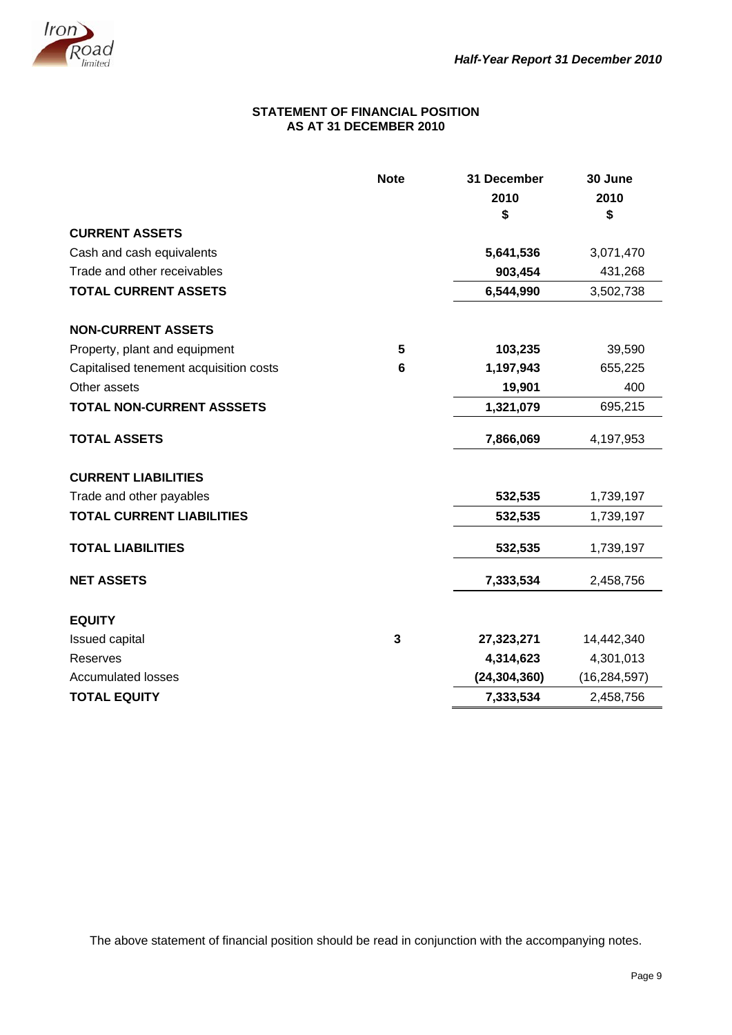# STATEMENT OF FINANCIAL POSITION
## AS AT 31 DECEMBER 2010

| | Note | 31 December 2010 $ | 30 June 2010 $ |
|---|---|---|---|
| **CURRENT ASSETS** | | | |
| Cash and cash equivalents | | **5,641,536** | 3,071,470 |
| Trade and other receivables | | **903,454** | 431,268 |
| **TOTAL CURRENT ASSETS** | | **6,544,990** | 3,502,738 |
| | | | |
| **NON-CURRENT ASSETS** | | | |
| Property, plant and equipment | **5** | **103,235** | 39,590 |
| Capitalised tenement acquisition costs | **6** | **1,197,943** | 655,225 |
| Other assets | | **19,901** | 400 |
| **TOTAL NON-CURRENT ASSSETS** | | **1,321,079** | 695,215 |
| | | | |
| **TOTAL ASSETS** | | **7,866,069** | 4,197,953 |
| | | | |
| **CURRENT LIABILITIES** | | | |
| Trade and other payables | | **532,535** | 1,739,197 |
| **TOTAL CURRENT LIABILITIES** | | **532,535** | 1,739,197 |
| | | | |
| **TOTAL LIABILITIES** | | **532,535** | 1,739,197 |
| | | | |
| **NET ASSETS** | | **7,333,534** | 2,458,756 |
| | | | |
| **EQUITY** | | | |
| Issued capital | **3** | **27,323,271** | 14,442,340 |
| Reserves | | **4,314,623** | 4,301,013 |
| Accumulated losses | | **(24,304,360)** | (16,284,597) |
| **TOTAL EQUITY** | | **7,333,534** | 2,458,756 |

The above statement of financial position should be read in conjunction with the accompanying notes.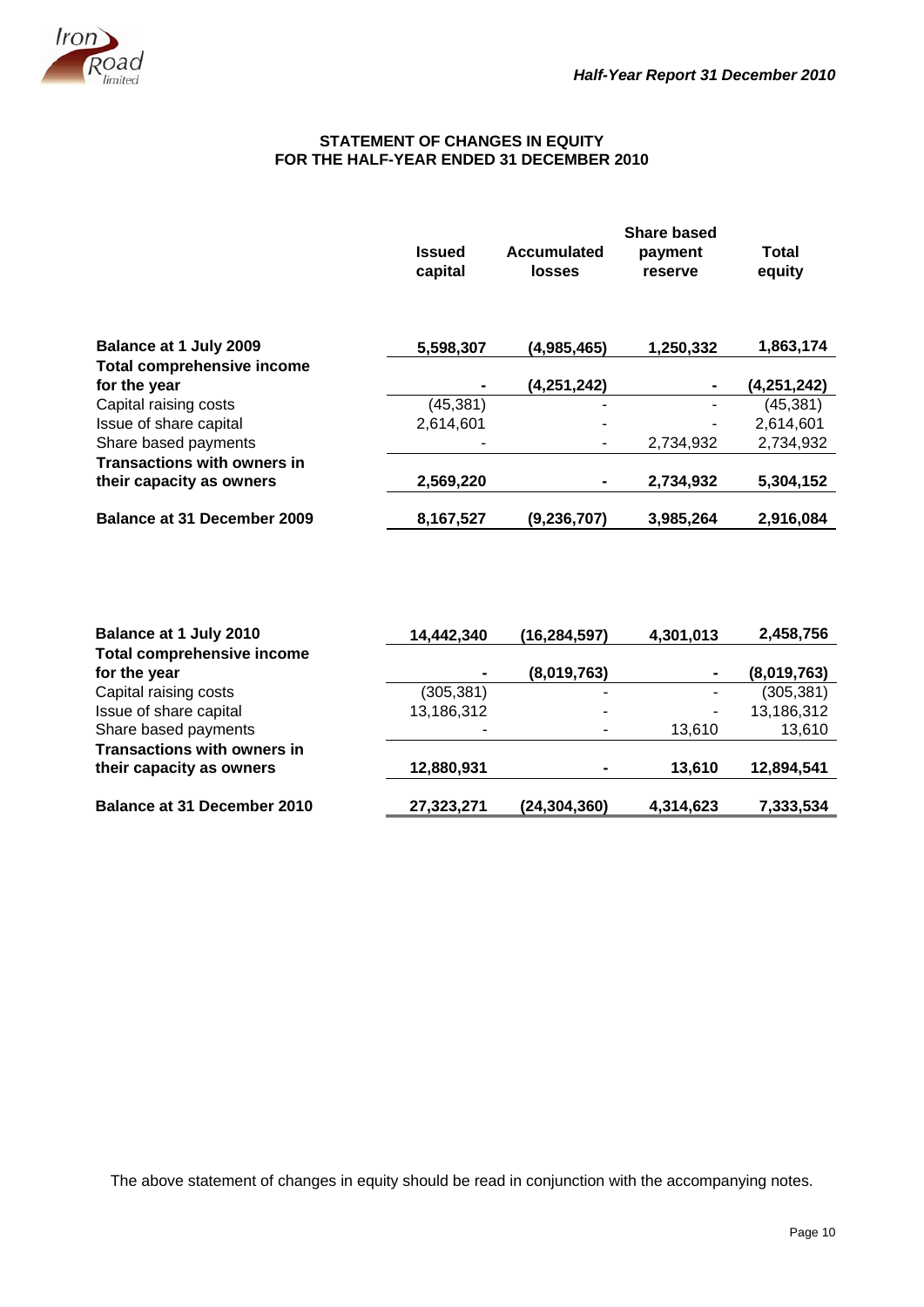## STATEMENT OF CHANGES IN EQUITY
## FOR THE HALF-YEAR ENDED 31 DECEMBER 2010

| | Issued capital | Accumulated losses | Share based payment reserve | Total equity |
|---|---|---|---|---|
| **Balance at 1 July 2009** | **5,598,307** | **(4,985,465)** | **1,250,332** | **1,863,174** |
| **Total comprehensive income for the year** | **-** | **(4,251,242)** | **-** | **(4,251,242)** |
| Capital raising costs | (45,381) | - | - | (45,381) |
| Issue of share capital | 2,614,601 | - | - | 2,614,601 |
| Share based payments | - | - | 2,734,932 | 2,734,932 |
| **Transactions with owners in their capacity as owners** | **2,569,220** | **-** | **2,734,932** | **5,304,152** |
| **Balance at 31 December 2009** | **8,167,527** | **(9,236,707)** | **3,985,264** | **2,916,084** |
| | | | | |
| **Balance at 1 July 2010** | **14,442,340** | **(16,284,597)** | **4,301,013** | **2,458,756** |
| **Total comprehensive income for the year** | **-** | **(8,019,763)** | **-** | **(8,019,763)** |
| Capital raising costs | (305,381) | - | - | (305,381) |
| Issue of share capital | 13,186,312 | - | - | 13,186,312 |
| Share based payments | - | - | 13,610 | 13,610 |
| **Transactions with owners in their capacity as owners** | **12,880,931** | **-** | **13,610** | **12,894,541** |
| **Balance at 31 December 2010** | **27,323,271** | **(24,304,360)** | **4,314,623** | **7,333,534** |

The above statement of changes in equity should be read in conjunction with the accompanying notes.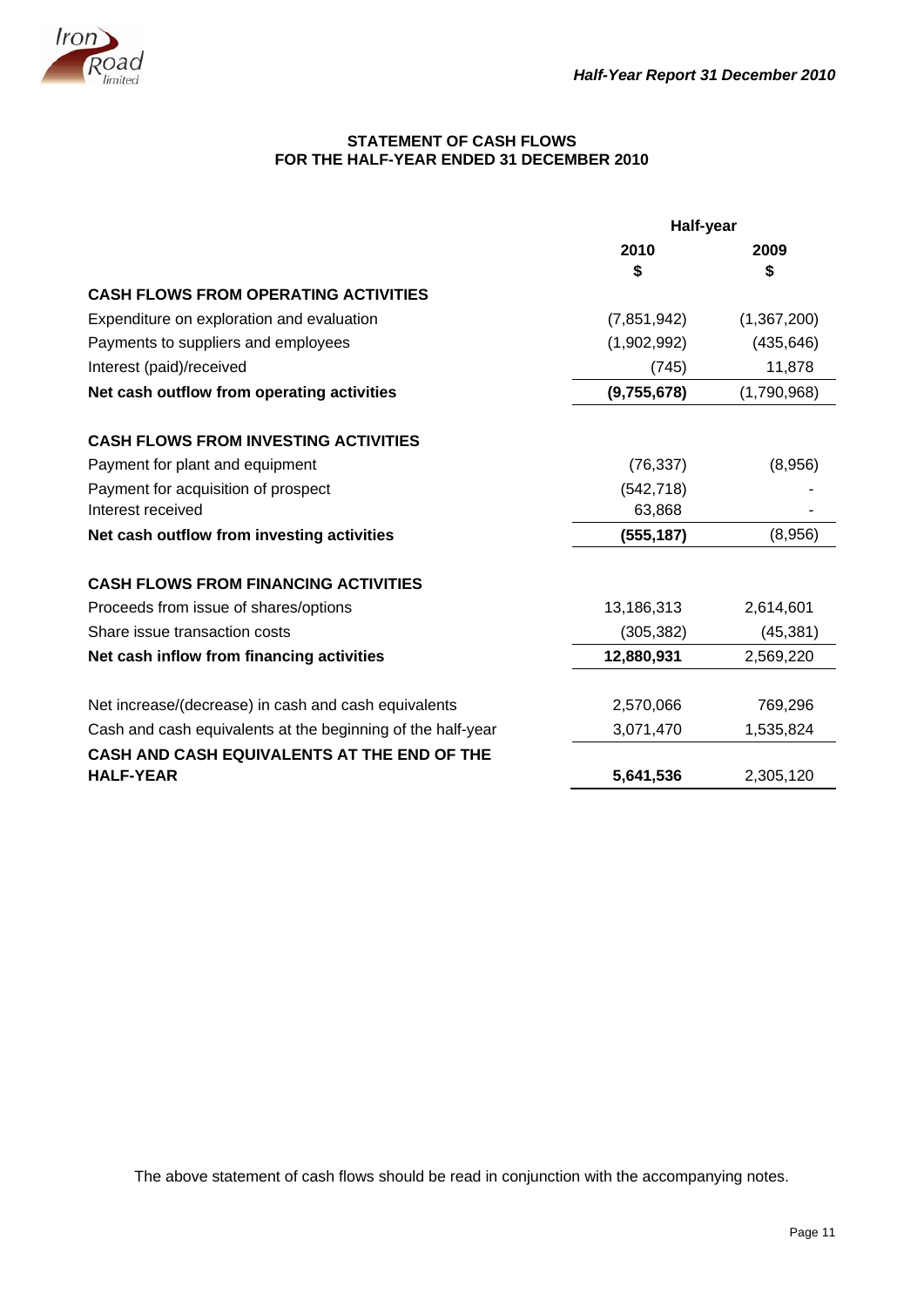## STATEMENT OF CASH FLOWS
## FOR THE HALF-YEAR ENDED 31 DECEMBER 2010

| | Half-year | |
|---|---|---|
| | **2010** | **2009** |
| | **$** | **$** |
| **CASH FLOWS FROM OPERATING ACTIVITIES** | | |
| Expenditure on exploration and evaluation | (7,851,942) | (1,367,200) |
| Payments to suppliers and employees | (1,902,992) | (435,646) |
| Interest (paid)/received | (745) | 11,878 |
| **Net cash outflow from operating activities** | **(9,755,678)** | (1,790,968) |
| | | |
| **CASH FLOWS FROM INVESTING ACTIVITIES** | | |
| Payment for plant and equipment | (76,337) | (8,956) |
| Payment for acquisition of prospect | (542,718) | - |
| Interest received | 63,868 | - |
| **Net cash outflow from investing activities** | **(555,187)** | (8,956) |
| | | |
| **CASH FLOWS FROM FINANCING ACTIVITIES** | | |
| Proceeds from issue of shares/options | 13,186,313 | 2,614,601 |
| Share issue transaction costs | (305,382) | (45,381) |
| **Net cash inflow from financing activities** | **12,880,931** | 2,569,220 |
| | | |
| Net increase/(decrease) in cash and cash equivalents | 2,570,066 | 769,296 |
| Cash and cash equivalents at the beginning of the half-year | 3,071,470 | 1,535,824 |
| **CASH AND CASH EQUIVALENTS AT THE END OF THE HALF-YEAR** | **5,641,536** | 2,305,120 |

The above statement of cash flows should be read in conjunction with the accompanying notes.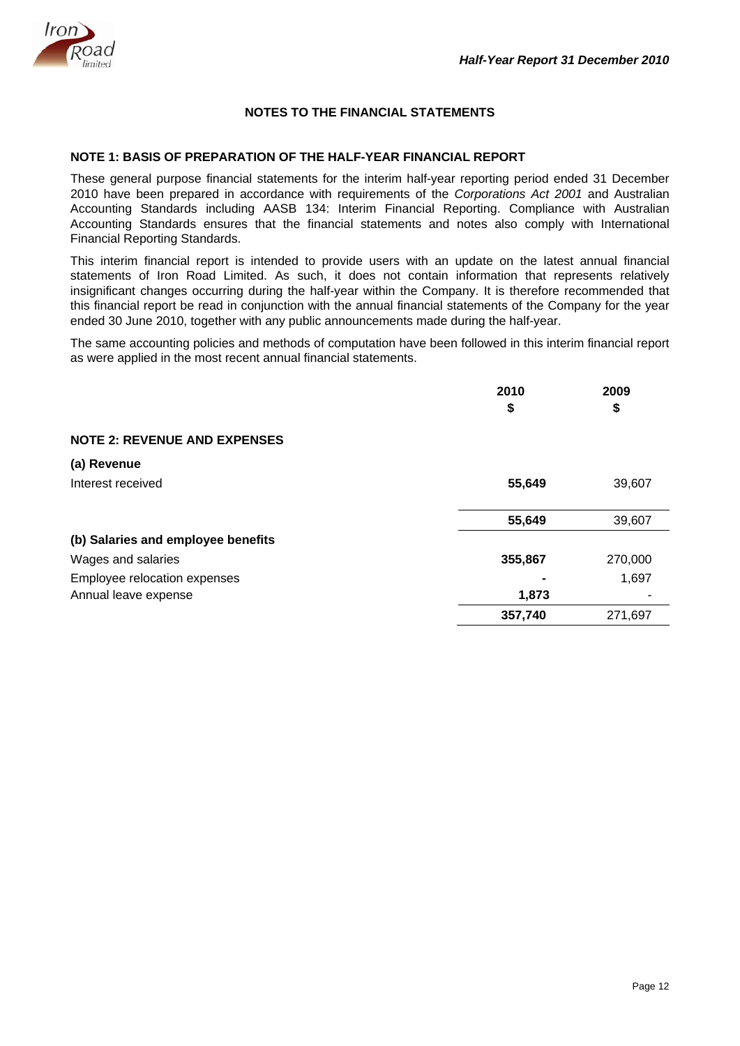## NOTES TO THE FINANCIAL STATEMENTS

### NOTE 1: BASIS OF PREPARATION OF THE HALF-YEAR FINANCIAL REPORT

These general purpose financial statements for the interim half-year reporting period ended 31 December 2010 have been prepared in accordance with requirements of the *Corporations Act 2001* and Australian Accounting Standards including AASB 134: Interim Financial Reporting. Compliance with Australian Accounting Standards ensures that the financial statements and notes also comply with International Financial Reporting Standards.

This interim financial report is intended to provide users with an update on the latest annual financial statements of Iron Road Limited. As such, it does not contain information that represents relatively insignificant changes occurring during the half-year within the Company. It is therefore recommended that this financial report be read in conjunction with the annual financial statements of the Company for the year ended 30 June 2010, together with any public announcements made during the half-year.

The same accounting policies and methods of computation have been followed in this interim financial report as were applied in the most recent annual financial statements.

| | 2010<br>$ | 2009<br>$ |
|---|---|---|
| **NOTE 2: REVENUE AND EXPENSES** | | |
| **(a) Revenue** | | |
| Interest received | **55,649** | 39,607 |
| | **55,649** | 39,607 |
| **(b) Salaries and employee benefits** | | |
| Wages and salaries | **355,867** | 270,000 |
| Employee relocation expenses | **-** | 1,697 |
| Annual leave expense | **1,873** | - |
| | **357,740** | 271,697 |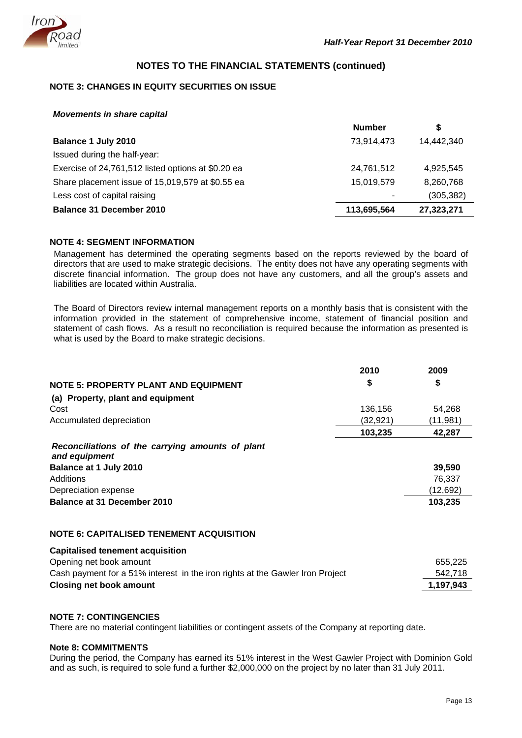## NOTES TO THE FINANCIAL STATEMENTS (continued)

### NOTE 3: CHANGES IN EQUITY SECURITIES ON ISSUE

***Movements in share capital***

| | Number | $ |
|---|---|---|
| **Balance 1 July 2010** | 73,914,473 | 14,442,340 |
| Issued during the half-year: | | |
| Exercise of 24,761,512 listed options at $0.20 ea | 24,761,512 | 4,925,545 |
| Share placement issue of 15,019,579 at $0.55 ea | 15,019,579 | 8,260,768 |
| Less cost of capital raising | - | (305,382) |
| **Balance 31 December 2010** | **113,695,564** | **27,323,271** |

### NOTE 4: SEGMENT INFORMATION

Management has determined the operating segments based on the reports reviewed by the board of directors that are used to make strategic decisions. The entity does not have any operating segments with discrete financial information. The group does not have any customers, and all the group's assets and liabilities are located within Australia.

The Board of Directors review internal management reports on a monthly basis that is consistent with the information provided in the statement of comprehensive income, statement of financial position and statement of cash flows. As a result no reconciliation is required because the information as presented is what is used by the Board to make strategic decisions.

### NOTE 5: PROPERTY PLANT AND EQUIPMENT

| | 2010<br>$ | 2009<br>$ |
|---|---|---|
| **(a) Property, plant and equipment** | | |
| Cost | 136,156 | 54,268 |
| Accumulated depreciation | (32,921) | (11,981) |
| | **103,235** | **42,287** |

***Reconciliations of the carrying amounts of plant and equipment***

| | |
|---|---|
| **Balance at 1 July 2010** | **39,590** |
| Additions | 76,337 |
| Depreciation expense | (12,692) |
| **Balance at 31 December 2010** | **103,235** |

### NOTE 6: CAPITALISED TENEMENT ACQUISITION

**Capitalised tenement acquisition**

| | |
|---|---|
| Opening net book amount | 655,225 |
| Cash payment for a 51% interest in the iron rights at the Gawler Iron Project | 542,718 |
| **Closing net book amount** | **1,197,943** |

### NOTE 7: CONTINGENCIES

There are no material contingent liabilities or contingent assets of the Company at reporting date.

### Note 8: COMMITMENTS

During the period, the Company has earned its 51% interest in the West Gawler Project with Dominion Gold and as such, is required to sole fund a further $2,000,000 on the project by no later than 31 July 2011.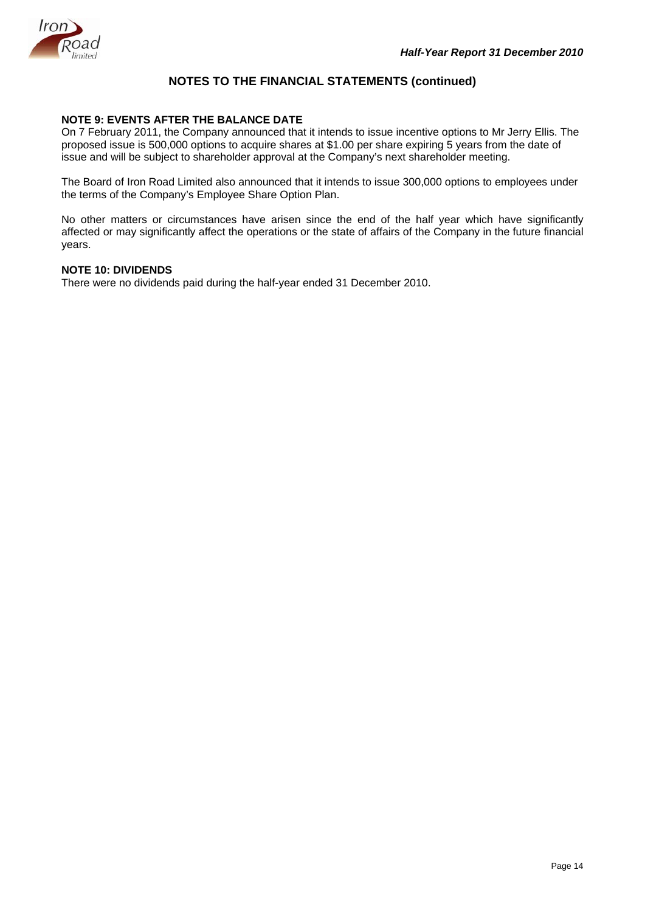## NOTES TO THE FINANCIAL STATEMENTS (continued)

**NOTE 9: EVENTS AFTER THE BALANCE DATE**

On 7 February 2011, the Company announced that it intends to issue incentive options to Mr Jerry Ellis. The proposed issue is 500,000 options to acquire shares at $1.00 per share expiring 5 years from the date of issue and will be subject to shareholder approval at the Company's next shareholder meeting.

The Board of Iron Road Limited also announced that it intends to issue 300,000 options to employees under the terms of the Company's Employee Share Option Plan.

No other matters or circumstances have arisen since the end of the half year which have significantly affected or may significantly affect the operations or the state of affairs of the Company in the future financial years.

**NOTE 10: DIVIDENDS**

There were no dividends paid during the half-year ended 31 December 2010.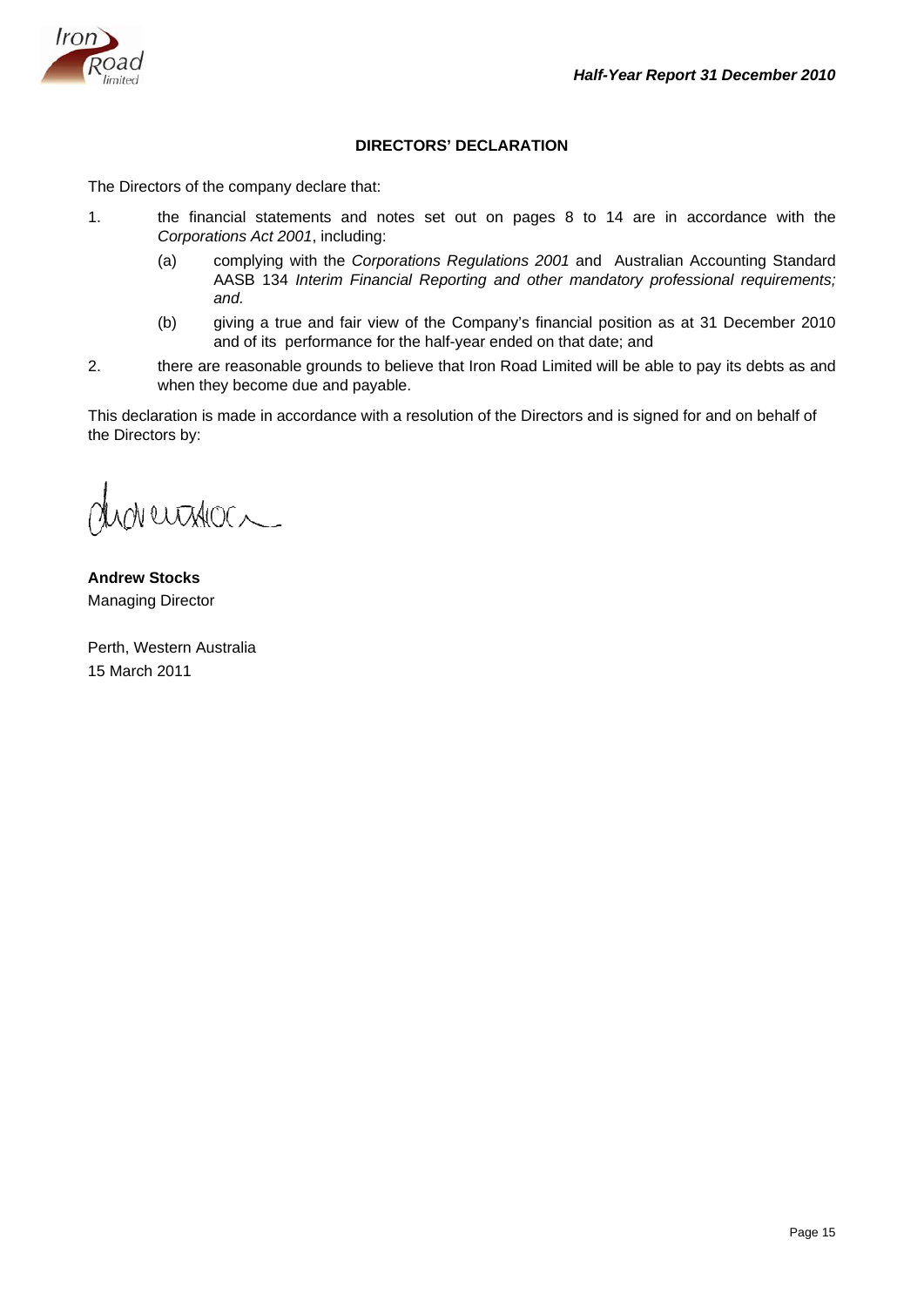## DIRECTORS' DECLARATION

The Directors of the company declare that:

1. the financial statements and notes set out on pages 8 to 14 are in accordance with the *Corporations Act 2001*, including:

   (a) complying with the *Corporations Regulations 2001* and Australian Accounting Standard AASB 134 *Interim Financial Reporting and other mandatory professional requirements; and.*

   (b) giving a true and fair view of the Company's financial position as at 31 December 2010 and of its performance for the half-year ended on that date; and

2. there are reasonable grounds to believe that Iron Road Limited will be able to pay its debts as and when they become due and payable.

This declaration is made in accordance with a resolution of the Directors and is signed for and on behalf of the Directors by:

**Andrew Stocks**
Managing Director

Perth, Western Australia
15 March 2011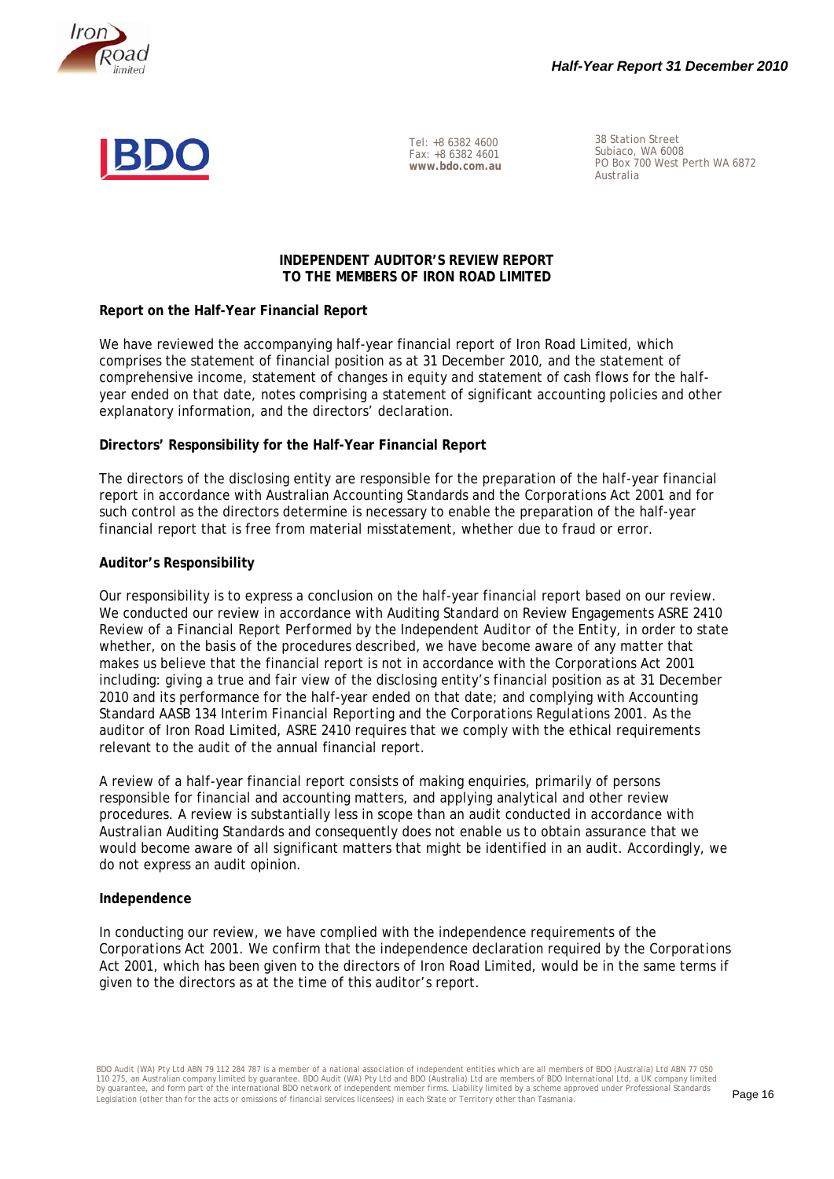Tel: +8 6382 4600
Fax: +8 6382 4601
**www.bdo.com.au**

38 Station Street
Subiaco, WA 6008
PO Box 700 West Perth WA 6872
Australia

**INDEPENDENT AUDITOR'S REVIEW REPORT**
**TO THE MEMBERS OF IRON ROAD LIMITED**

**Report on the Half-Year Financial Report**

We have reviewed the accompanying half-year financial report of Iron Road Limited, which comprises the statement of financial position as at 31 December 2010, and the statement of comprehensive income, statement of changes in equity and statement of cash flows for the half-year ended on that date, notes comprising a statement of significant accounting policies and other explanatory information, and the directors' declaration.

**Directors' Responsibility for the Half-Year Financial Report**

The directors of the disclosing entity are responsible for the preparation of the half-year financial report in accordance with Australian Accounting Standards and the *Corporations Act 2001* and for such control as the directors determine is necessary to enable the preparation of the half-year financial report that is free from material misstatement, whether due to fraud or error.

**Auditor's Responsibility**

Our responsibility is to express a conclusion on the half-year financial report based on our review. We conducted our review in accordance with Auditing Standard on Review Engagements ASRE 2410 *Review of a Financial Report Performed by the Independent Auditor of the Entity*, in order to state whether, on the basis of the procedures described, we have become aware of any matter that makes us believe that the financial report is not in accordance with the *Corporations Act 2001* including: giving a true and fair view of the disclosing entity's financial position as at 31 December 2010 and its performance for the half-year ended on that date; and complying with Accounting Standard AASB 134 *Interim Financial Reporting* and the *Corporations Regulations 2001*. As the auditor of Iron Road Limited, ASRE 2410 requires that we comply with the ethical requirements relevant to the audit of the annual financial report.

A review of a half-year financial report consists of making enquiries, primarily of persons responsible for financial and accounting matters, and applying analytical and other review procedures. A review is substantially less in scope than an audit conducted in accordance with Australian Auditing Standards and consequently does not enable us to obtain assurance that we would become aware of all significant matters that might be identified in an audit. Accordingly, we do not express an audit opinion.

**Independence**

In conducting our review, we have complied with the independence requirements of the *Corporations Act 2001*. We confirm that the independence declaration required by the *Corporations Act 2001*, which has been given to the directors of Iron Road Limited, would be in the same terms if given to the directors as at the time of this auditor's report.

BDO Audit (WA) Pty Ltd ABN 79 112 284 787 is a member of a national association of independent entities which are all members of BDO (Australia) Ltd ABN 77 050 110 275, an Australian company limited by guarantee. BDO Audit (WA) Pty Ltd and BDO (Australia) Ltd are members of BDO International Ltd, a UK company limited by guarantee, and form part of the international BDO network of independent member firms. Liability limited by a scheme approved under Professional Standards Legislation (other than for the acts or omissions of financial services licensees) in each State or Territory other than Tasmania.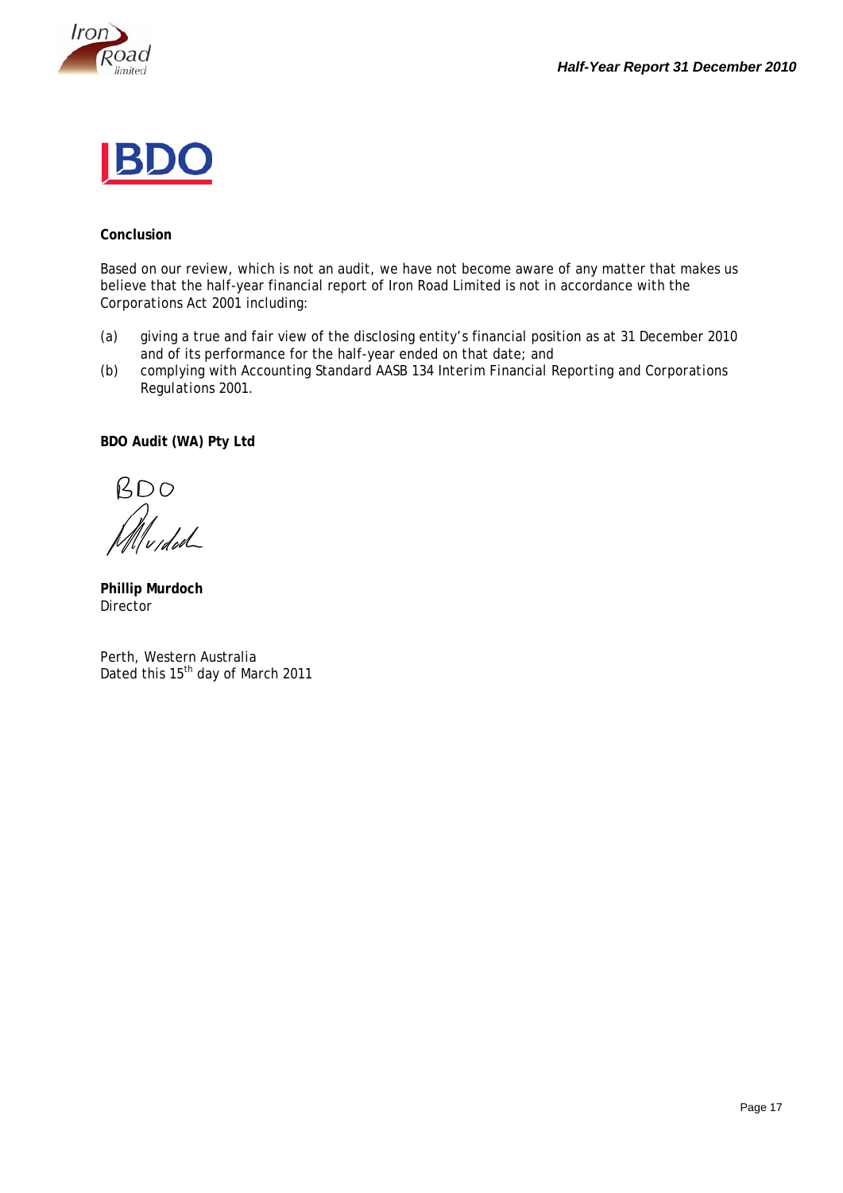**Conclusion**

Based on our review, which is not an audit, we have not become aware of any matter that makes us believe that the half-year financial report of Iron Road Limited is not in accordance with the Corporations Act 2001 including:

(a) giving a true and fair view of the disclosing entity's financial position as at 31 December 2010 and of its performance for the half-year ended on that date; and

(b) complying with Accounting Standard AASB 134 *Interim Financial Reporting* and *Corporations Regulations 2001*.

**BDO Audit (WA) Pty Ltd**

BDO

**Phillip Murdoch**
Director

Perth, Western Australia
Dated this 15th day of March 2011